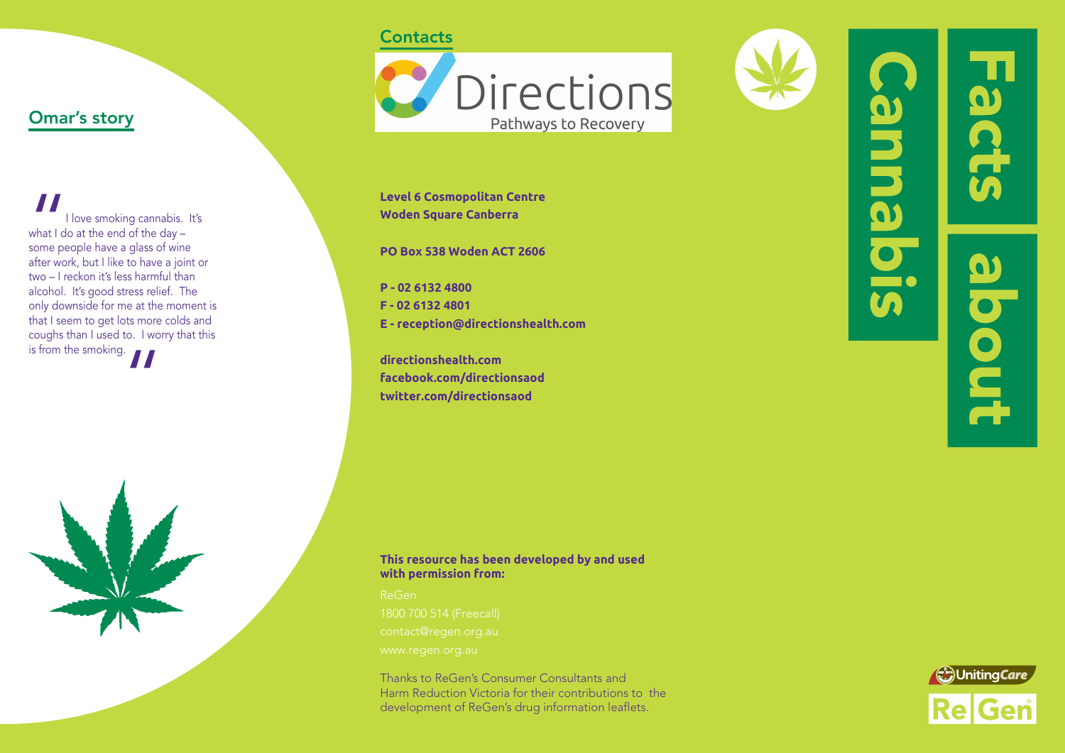## Omar's story

"I love smoking cannabis. It's what I do at the end of the day – some people have a glass of wine after work, but I like to have a joint or two – I reckon it's less harmful than alcohol. It's good stress relief. The only downside for me at the moment is that I seem to get lots more colds and coughs than I used to. I worry that this is from the smoking."

## Contacts

Directions
Pathways to Recovery

**Level 6 Cosmopolitan Centre**
**Woden Square Canberra**

**PO Box 538 Woden ACT 2606**

**P - 02 6132 4800**
**F - 02 6132 4801**
**E - reception@directionshealth.com**

**directionshealth.com**
**facebook.com/directionsaod**
**twitter.com/directionsaod**

**This resource has been developed by and used with permission from:**

ReGen
1800 700 514 (Freecall)
contact@regen.org.au
www.regen.org.au

Thanks to ReGen's Consumer Consultants and Harm Reduction Victoria for their contributions to the development of ReGen's drug information leaflets.

# Facts about Cannabis

UnitingCare
ReGen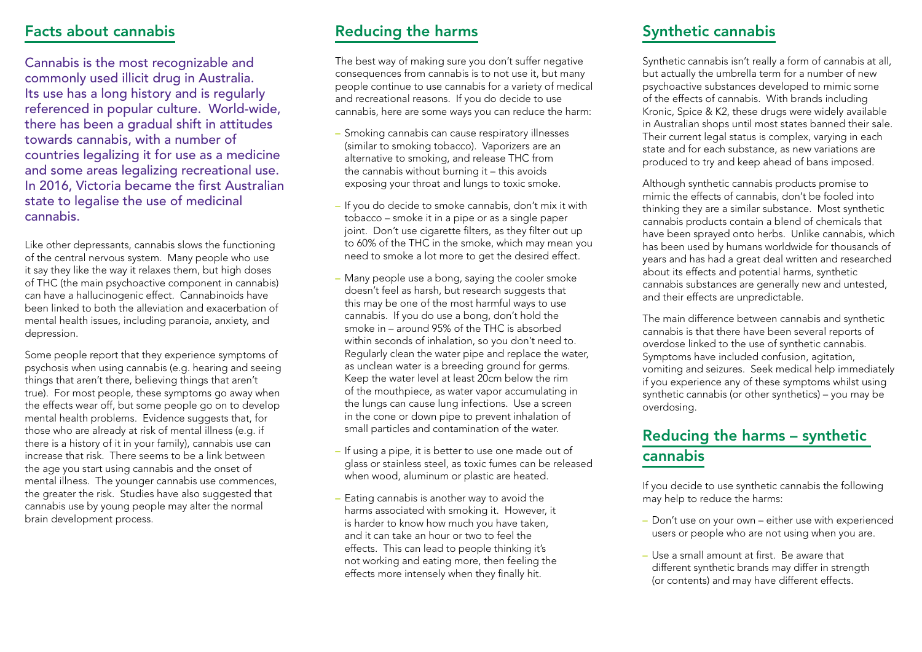## Facts about cannabis

Cannabis is the most recognizable and commonly used illicit drug in Australia. Its use has a long history and is regularly referenced in popular culture. World-wide, there has been a gradual shift in attitudes towards cannabis, with a number of countries legalizing it for use as a medicine and some areas legalizing recreational use. In 2016, Victoria became the first Australian state to legalise the use of medicinal cannabis.

Like other depressants, cannabis slows the functioning of the central nervous system. Many people who use it say they like the way it relaxes them, but high doses of THC (the main psychoactive component in cannabis) can have a hallucinogenic effect. Cannabinoids have been linked to both the alleviation and exacerbation of mental health issues, including paranoia, anxiety, and depression.

Some people report that they experience symptoms of psychosis when using cannabis (e.g. hearing and seeing things that aren't there, believing things that aren't true). For most people, these symptoms go away when the effects wear off, but some people go on to develop mental health problems. Evidence suggests that, for those who are already at risk of mental illness (e.g. if there is a history of it in your family), cannabis use can increase that risk. There seems to be a link between the age you start using cannabis and the onset of mental illness. The younger cannabis use commences, the greater the risk. Studies have also suggested that cannabis use by young people may alter the normal brain development process.

## Reducing the harms

The best way of making sure you don't suffer negative consequences from cannabis is to not use it, but many people continue to use cannabis for a variety of medical and recreational reasons. If you do decide to use cannabis, here are some ways you can reduce the harm:

- Smoking cannabis can cause respiratory illnesses (similar to smoking tobacco). Vaporizers are an alternative to smoking, and release THC from the cannabis without burning it – this avoids exposing your throat and lungs to toxic smoke.
- If you do decide to smoke cannabis, don't mix it with tobacco – smoke it in a pipe or as a single paper joint. Don't use cigarette filters, as they filter out up to 60% of the THC in the smoke, which may mean you need to smoke a lot more to get the desired effect.
- Many people use a bong, saying the cooler smoke doesn't feel as harsh, but research suggests that this may be one of the most harmful ways to use cannabis. If you do use a bong, don't hold the smoke in – around 95% of the THC is absorbed within seconds of inhalation, so you don't need to. Regularly clean the water pipe and replace the water, as unclean water is a breeding ground for germs. Keep the water level at least 20cm below the rim of the mouthpiece, as water vapor accumulating in the lungs can cause lung infections. Use a screen in the cone or down pipe to prevent inhalation of small particles and contamination of the water.
- If using a pipe, it is better to use one made out of glass or stainless steel, as toxic fumes can be released when wood, aluminum or plastic are heated.
- Eating cannabis is another way to avoid the harms associated with smoking it. However, it is harder to know how much you have taken, and it can take an hour or two to feel the effects. This can lead to people thinking it's not working and eating more, then feeling the effects more intensely when they finally hit.

## Synthetic cannabis

Synthetic cannabis isn't really a form of cannabis at all, but actually the umbrella term for a number of new psychoactive substances developed to mimic some of the effects of cannabis. With brands including Kronic, Spice & K2, these drugs were widely available in Australian shops until most states banned their sale. Their current legal status is complex, varying in each state and for each substance, as new variations are produced to try and keep ahead of bans imposed.

Although synthetic cannabis products promise to mimic the effects of cannabis, don't be fooled into thinking they are a similar substance. Most synthetic cannabis products contain a blend of chemicals that have been sprayed onto herbs. Unlike cannabis, which has been used by humans worldwide for thousands of years and has had a great deal written and researched about its effects and potential harms, synthetic cannabis substances are generally new and untested, and their effects are unpredictable.

The main difference between cannabis and synthetic cannabis is that there have been several reports of overdose linked to the use of synthetic cannabis. Symptoms have included confusion, agitation, vomiting and seizures. Seek medical help immediately if you experience any of these symptoms whilst using synthetic cannabis (or other synthetics) – you may be overdosing.

## Reducing the harms – synthetic cannabis

If you decide to use synthetic cannabis the following may help to reduce the harms:

- Don't use on your own – either use with experienced users or people who are not using when you are.
- Use a small amount at first. Be aware that different synthetic brands may differ in strength (or contents) and may have different effects.